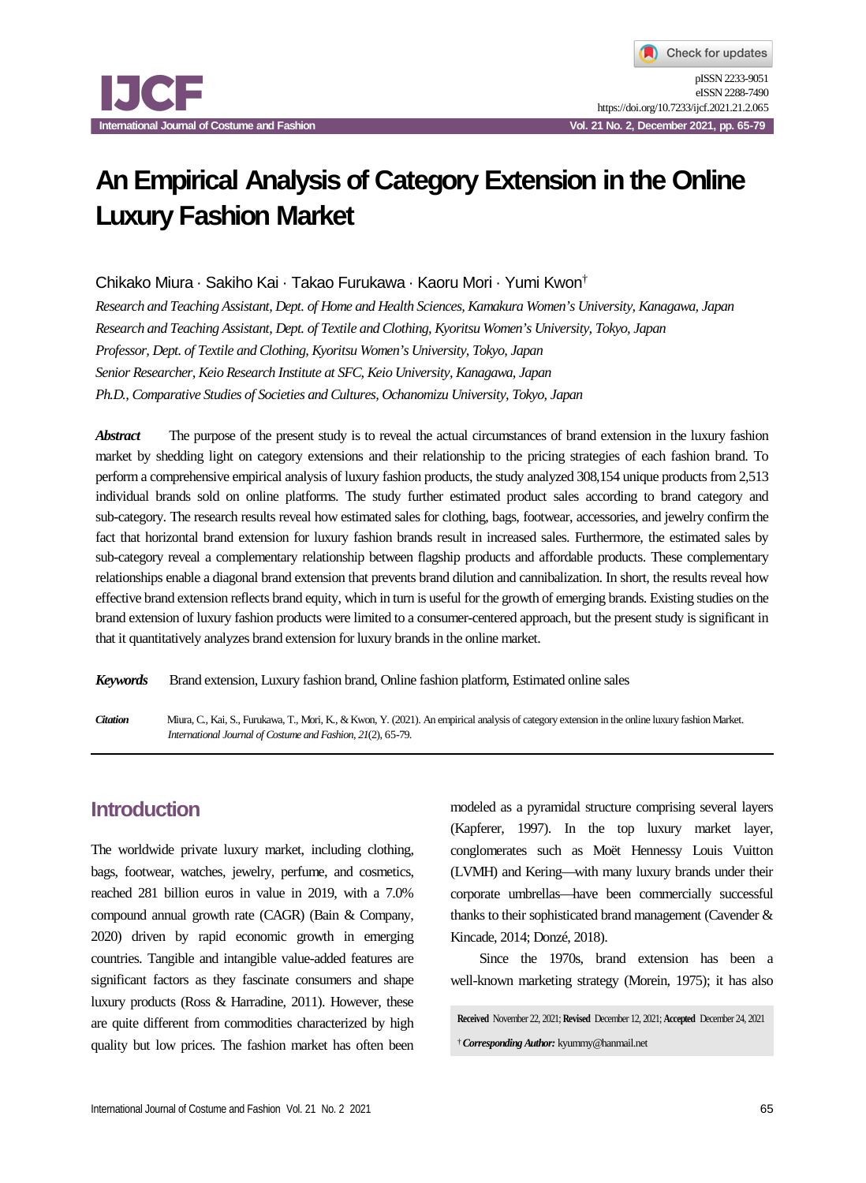# An Empirical Analysis of Category Extension in the Online Luxury Fashion Market

Chikako Miura · Sakiho Kai · Takao Furukawa · Kaoru Mori · Yumi Kwon†

*Research and Teaching Assistant, Dept. of Home and Health Sciences, Kamakura Women's University, Kanagawa, Japan*
*Research and Teaching Assistant, Dept. of Textile and Clothing, Kyoritsu Women's University, Tokyo, Japan*
*Professor, Dept. of Textile and Clothing, Kyoritsu Women's University, Tokyo, Japan*
*Senior Researcher, Keio Research Institute at SFC, Keio University, Kanagawa, Japan*
*Ph.D., Comparative Studies of Societies and Cultures, Ochanomizu University, Tokyo, Japan*

***Abstract*** The purpose of the present study is to reveal the actual circumstances of brand extension in the luxury fashion market by shedding light on category extensions and their relationship to the pricing strategies of each fashion brand. To perform a comprehensive empirical analysis of luxury fashion products, the study analyzed 308,154 unique products from 2,513 individual brands sold on online platforms. The study further estimated product sales according to brand category and sub-category. The research results reveal how estimated sales for clothing, bags, footwear, accessories, and jewelry confirm the fact that horizontal brand extension for luxury fashion brands result in increased sales. Furthermore, the estimated sales by sub-category reveal a complementary relationship between flagship products and affordable products. These complementary relationships enable a diagonal brand extension that prevents brand dilution and cannibalization. In short, the results reveal how effective brand extension reflects brand equity, which in turn is useful for the growth of emerging brands. Existing studies on the brand extension of luxury fashion products were limited to a consumer-centered approach, but the present study is significant in that it quantitatively analyzes brand extension for luxury brands in the online market.

***Keywords*** Brand extension, Luxury fashion brand, Online fashion platform, Estimated online sales

***Citation*** Miura, C., Kai, S., Furukawa, T., Mori, K., & Kwon, Y. (2021). An empirical analysis of category extension in the online luxury fashion Market. *International Journal of Costume and Fashion*, *21*(2), 65-79.

## Introduction

The worldwide private luxury market, including clothing, bags, footwear, watches, jewelry, perfume, and cosmetics, reached 281 billion euros in value in 2019, with a 7.0% compound annual growth rate (CAGR) (Bain & Company, 2020) driven by rapid economic growth in emerging countries. Tangible and intangible value-added features are significant factors as they fascinate consumers and shape luxury products (Ross & Harradine, 2011). However, these are quite different from commodities characterized by high quality but low prices. The fashion market has often been modeled as a pyramidal structure comprising several layers (Kapferer, 1997). In the top luxury market layer, conglomerates such as Moët Hennessy Louis Vuitton (LVMH) and Kering—with many luxury brands under their corporate umbrellas—have been commercially successful thanks to their sophisticated brand management (Cavender & Kincade, 2014; Donzé, 2018).

Since the 1970s, brand extension has been a well-known marketing strategy (Morein, 1975); it has also

**Received** November 22, 2021; **Revised** December 12, 2021; **Accepted** December 24, 2021

† ***Corresponding Author:*** kyummy@hanmail.net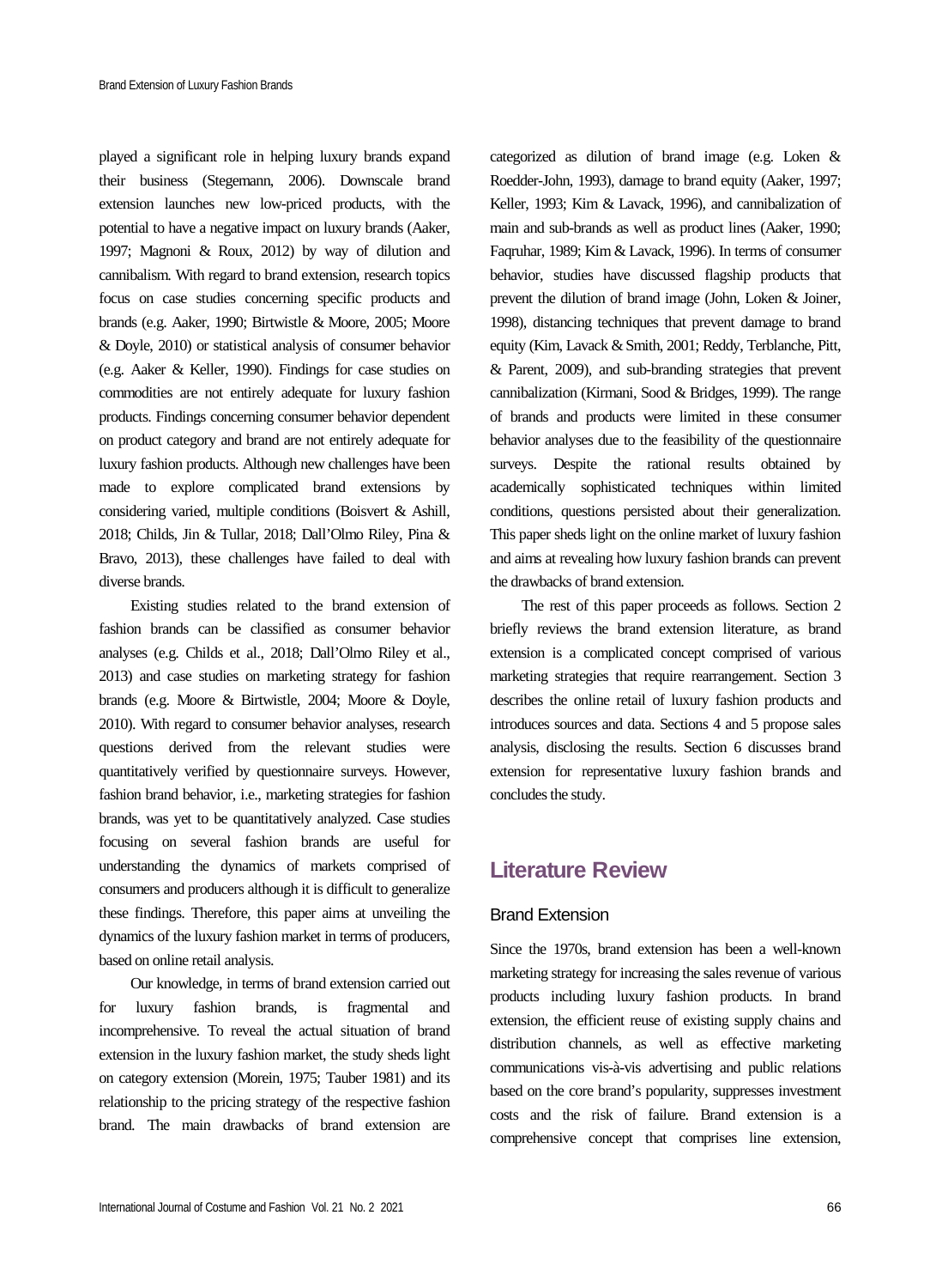played a significant role in helping luxury brands expand their business (Stegemann, 2006). Downscale brand extension launches new low-priced products, with the potential to have a negative impact on luxury brands (Aaker, 1997; Magnoni & Roux, 2012) by way of dilution and cannibalism. With regard to brand extension, research topics focus on case studies concerning specific products and brands (e.g. Aaker, 1990; Birtwistle & Moore, 2005; Moore & Doyle, 2010) or statistical analysis of consumer behavior (e.g. Aaker & Keller, 1990). Findings for case studies on commodities are not entirely adequate for luxury fashion products. Findings concerning consumer behavior dependent on product category and brand are not entirely adequate for luxury fashion products. Although new challenges have been made to explore complicated brand extensions by considering varied, multiple conditions (Boisvert & Ashill, 2018; Childs, Jin & Tullar, 2018; Dall'Olmo Riley, Pina & Bravo, 2013), these challenges have failed to deal with diverse brands.

Existing studies related to the brand extension of fashion brands can be classified as consumer behavior analyses (e.g. Childs et al., 2018; Dall'Olmo Riley et al., 2013) and case studies on marketing strategy for fashion brands (e.g. Moore & Birtwistle, 2004; Moore & Doyle, 2010). With regard to consumer behavior analyses, research questions derived from the relevant studies were quantitatively verified by questionnaire surveys. However, fashion brand behavior, i.e., marketing strategies for fashion brands, was yet to be quantitatively analyzed. Case studies focusing on several fashion brands are useful for understanding the dynamics of markets comprised of consumers and producers although it is difficult to generalize these findings. Therefore, this paper aims at unveiling the dynamics of the luxury fashion market in terms of producers, based on online retail analysis.

Our knowledge, in terms of brand extension carried out for luxury fashion brands, is fragmental and incomprehensive. To reveal the actual situation of brand extension in the luxury fashion market, the study sheds light on category extension (Morein, 1975; Tauber 1981) and its relationship to the pricing strategy of the respective fashion brand. The main drawbacks of brand extension are categorized as dilution of brand image (e.g. Loken & Roedder-John, 1993), damage to brand equity (Aaker, 1997; Keller, 1993; Kim & Lavack, 1996), and cannibalization of main and sub-brands as well as product lines (Aaker, 1990; Faqruhar, 1989; Kim & Lavack, 1996). In terms of consumer behavior, studies have discussed flagship products that prevent the dilution of brand image (John, Loken & Joiner, 1998), distancing techniques that prevent damage to brand equity (Kim, Lavack & Smith, 2001; Reddy, Terblanche, Pitt, & Parent, 2009), and sub-branding strategies that prevent cannibalization (Kirmani, Sood & Bridges, 1999). The range of brands and products were limited in these consumer behavior analyses due to the feasibility of the questionnaire surveys. Despite the rational results obtained by academically sophisticated techniques within limited conditions, questions persisted about their generalization. This paper sheds light on the online market of luxury fashion and aims at revealing how luxury fashion brands can prevent the drawbacks of brand extension.

The rest of this paper proceeds as follows. Section 2 briefly reviews the brand extension literature, as brand extension is a complicated concept comprised of various marketing strategies that require rearrangement. Section 3 describes the online retail of luxury fashion products and introduces sources and data. Sections 4 and 5 propose sales analysis, disclosing the results. Section 6 discusses brand extension for representative luxury fashion brands and concludes the study.

## Literature Review

### Brand Extension

Since the 1970s, brand extension has been a well-known marketing strategy for increasing the sales revenue of various products including luxury fashion products. In brand extension, the efficient reuse of existing supply chains and distribution channels, as well as effective marketing communications vis-à-vis advertising and public relations based on the core brand's popularity, suppresses investment costs and the risk of failure. Brand extension is a comprehensive concept that comprises line extension,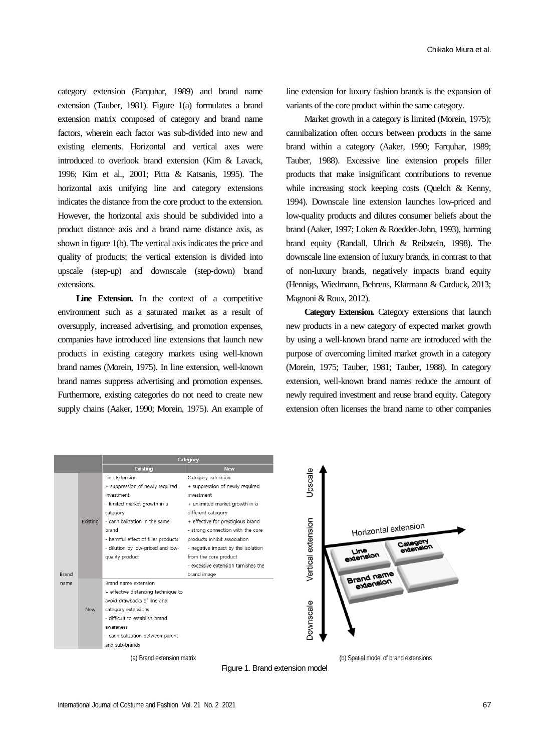category extension (Farquhar, 1989) and brand name extension (Tauber, 1981). Figure 1(a) formulates a brand extension matrix composed of category and brand name factors, wherein each factor was sub-divided into new and existing elements. Horizontal and vertical axes were introduced to overlook brand extension (Kim & Lavack, 1996; Kim et al., 2001; Pitta & Katsanis, 1995). The horizontal axis unifying line and category extensions indicates the distance from the core product to the extension. However, the horizontal axis should be subdivided into a product distance axis and a brand name distance axis, as shown in figure 1(b). The vertical axis indicates the price and quality of products; the vertical extension is divided into upscale (step-up) and downscale (step-down) brand extensions.

**Line Extension.** In the context of a competitive environment such as a saturated market as a result of oversupply, increased advertising, and promotion expenses, companies have introduced line extensions that launch new products in existing category markets using well-known brand names (Morein, 1975). In line extension, well-known brand names suppress advertising and promotion expenses. Furthermore, existing categories do not need to create new supply chains (Aaker, 1990; Morein, 1975). An example of line extension for luxury fashion brands is the expansion of variants of the core product within the same category.

Market growth in a category is limited (Morein, 1975); cannibalization often occurs between products in the same brand within a category (Aaker, 1990; Farquhar, 1989; Tauber, 1988). Excessive line extension propels filler products that make insignificant contributions to revenue while increasing stock keeping costs (Quelch & Kenny, 1994). Downscale line extension launches low-priced and low-quality products and dilutes consumer beliefs about the brand (Aaker, 1997; Loken & Roedder-John, 1993), harming brand equity (Randall, Ulrich & Reibstein, 1998). The downscale line extension of luxury brands, in contrast to that of non-luxury brands, negatively impacts brand equity (Hennigs, Wiedmann, Behrens, Klarmann & Carduck, 2013; Magnoni & Roux, 2012).

**Category Extension.** Category extensions that launch new products in a new category of expected market growth by using a well-known brand name are introduced with the purpose of overcoming limited market growth in a category (Morein, 1975; Tauber, 1981; Tauber, 1988). In category extension, well-known brand names reduce the amount of newly required investment and reuse brand equity. Category extension often licenses the brand name to other companies

| | | Category | |
|---|---|---|---|
| | | Existing | New |
| Brand name | Existing | Line Extension<br>+ suppression of newly required investment<br>- limited market growth in a category<br>- cannibalization in the same brand<br>- harmful effect of filler products<br>- dilution by low-priced and low-quality product | Category extension<br>+ suppression of newly required investment<br>+ unlimited market growth in a different category<br>+ effective for prestigious brand<br>- strong connection with the core products inhibit association<br>- negative impact by the isolation from the core product<br>- excessive extension tarnishes the brand image |
| | New | Brand name extension<br>+ effective distancing technique to avoid drawbacks of line and category extensions<br>- difficult to establish brand awareness<br>- cannibalization between parent and sub-brands | |

(a) Brand extension matrix

(b) Spatial model of brand extensions

Figure 1. Brand extension model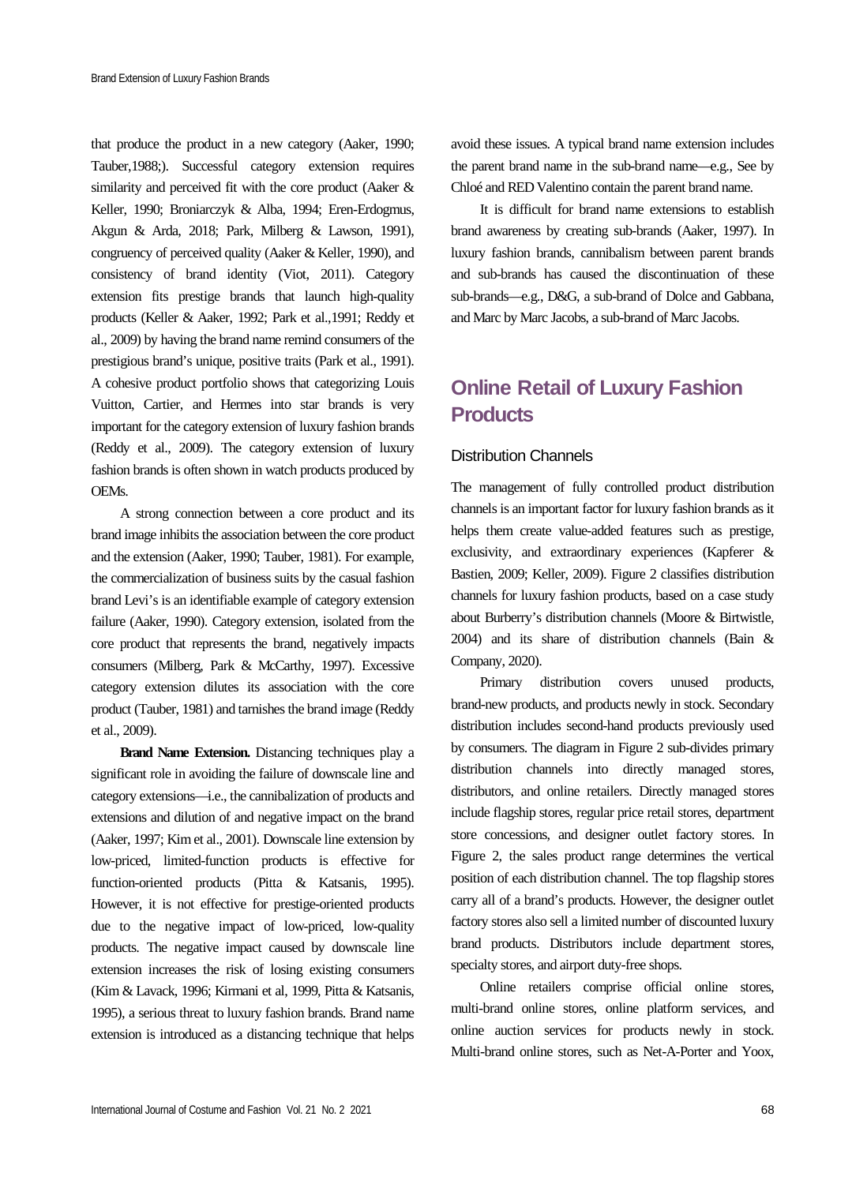that produce the product in a new category (Aaker, 1990; Tauber,1988;). Successful category extension requires similarity and perceived fit with the core product (Aaker & Keller, 1990; Broniarczyk & Alba, 1994; Eren-Erdogmus, Akgun & Arda, 2018; Park, Milberg & Lawson, 1991), congruency of perceived quality (Aaker & Keller, 1990), and consistency of brand identity (Viot, 2011). Category extension fits prestige brands that launch high-quality products (Keller & Aaker, 1992; Park et al.,1991; Reddy et al., 2009) by having the brand name remind consumers of the prestigious brand's unique, positive traits (Park et al., 1991). A cohesive product portfolio shows that categorizing Louis Vuitton, Cartier, and Hermes into star brands is very important for the category extension of luxury fashion brands (Reddy et al., 2009). The category extension of luxury fashion brands is often shown in watch products produced by OEMs.

A strong connection between a core product and its brand image inhibits the association between the core product and the extension (Aaker, 1990; Tauber, 1981). For example, the commercialization of business suits by the casual fashion brand Levi's is an identifiable example of category extension failure (Aaker, 1990). Category extension, isolated from the core product that represents the brand, negatively impacts consumers (Milberg, Park & McCarthy, 1997). Excessive category extension dilutes its association with the core product (Tauber, 1981) and tarnishes the brand image (Reddy et al., 2009).

**Brand Name Extension.** Distancing techniques play a significant role in avoiding the failure of downscale line and category extensions—i.e., the cannibalization of products and extensions and dilution of and negative impact on the brand (Aaker, 1997; Kim et al., 2001). Downscale line extension by low-priced, limited-function products is effective for function-oriented products (Pitta & Katsanis, 1995). However, it is not effective for prestige-oriented products due to the negative impact of low-priced, low-quality products. The negative impact caused by downscale line extension increases the risk of losing existing consumers (Kim & Lavack, 1996; Kirmani et al, 1999, Pitta & Katsanis, 1995), a serious threat to luxury fashion brands. Brand name extension is introduced as a distancing technique that helps avoid these issues. A typical brand name extension includes the parent brand name in the sub-brand name—e.g., See by Chloé and RED Valentino contain the parent brand name.

It is difficult for brand name extensions to establish brand awareness by creating sub-brands (Aaker, 1997). In luxury fashion brands, cannibalism between parent brands and sub-brands has caused the discontinuation of these sub-brands—e.g., D&G, a sub-brand of Dolce and Gabbana, and Marc by Marc Jacobs, a sub-brand of Marc Jacobs.

## Online Retail of Luxury Fashion Products

### Distribution Channels

The management of fully controlled product distribution channels is an important factor for luxury fashion brands as it helps them create value-added features such as prestige, exclusivity, and extraordinary experiences (Kapferer & Bastien, 2009; Keller, 2009). Figure 2 classifies distribution channels for luxury fashion products, based on a case study about Burberry's distribution channels (Moore & Birtwistle, 2004) and its share of distribution channels (Bain & Company, 2020).

Primary distribution covers unused products, brand-new products, and products newly in stock. Secondary distribution includes second-hand products previously used by consumers. The diagram in Figure 2 sub-divides primary distribution channels into directly managed stores, distributors, and online retailers. Directly managed stores include flagship stores, regular price retail stores, department store concessions, and designer outlet factory stores. In Figure 2, the sales product range determines the vertical position of each distribution channel. The top flagship stores carry all of a brand's products. However, the designer outlet factory stores also sell a limited number of discounted luxury brand products. Distributors include department stores, specialty stores, and airport duty-free shops.

Online retailers comprise official online stores, multi-brand online stores, online platform services, and online auction services for products newly in stock. Multi-brand online stores, such as Net-A-Porter and Yoox,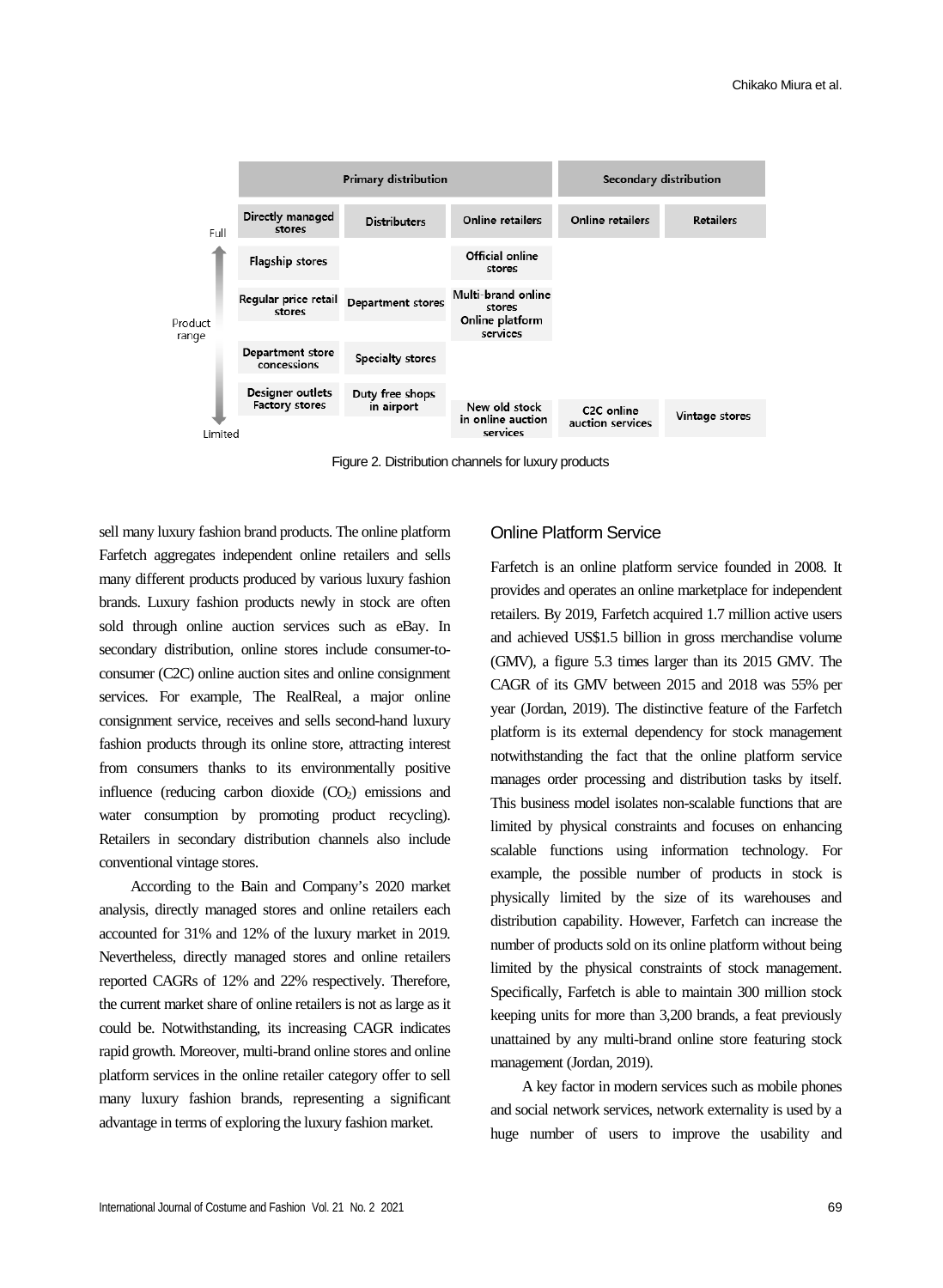| Product range | Primary distribution | | | Secondary distribution | |
|---|---|---|---|---|---|
| | Directly managed stores | Distributers | Online retailers | Online retailers | Retailers |
| Full | Flagship stores | | Official online stores | | |
| | Regular price retail stores | Department stores | Multi-brand online stores<br>Online platform services | | |
| | Department store concessions | Specialty stores | | | |
| Limited | Designer outlets<br>Factory stores | Duty free shops in airport | New old stock in online auction services | C2C online auction services | Vintage stores |

Figure 2. Distribution channels for luxury products

sell many luxury fashion brand products. The online platform Farfetch aggregates independent online retailers and sells many different products produced by various luxury fashion brands. Luxury fashion products newly in stock are often sold through online auction services such as eBay. In secondary distribution, online stores include consumer-to-consumer (C2C) online auction sites and online consignment services. For example, The RealReal, a major online consignment service, receives and sells second-hand luxury fashion products through its online store, attracting interest from consumers thanks to its environmentally positive influence (reducing carbon dioxide ($CO_2$) emissions and water consumption by promoting product recycling). Retailers in secondary distribution channels also include conventional vintage stores.

According to the Bain and Company's 2020 market analysis, directly managed stores and online retailers each accounted for 31% and 12% of the luxury market in 2019. Nevertheless, directly managed stores and online retailers reported CAGRs of 12% and 22% respectively. Therefore, the current market share of online retailers is not as large as it could be. Notwithstanding, its increasing CAGR indicates rapid growth. Moreover, multi-brand online stores and online platform services in the online retailer category offer to sell many luxury fashion brands, representing a significant advantage in terms of exploring the luxury fashion market.

## Online Platform Service

Farfetch is an online platform service founded in 2008. It provides and operates an online marketplace for independent retailers. By 2019, Farfetch acquired 1.7 million active users and achieved US$1.5 billion in gross merchandise volume (GMV), a figure 5.3 times larger than its 2015 GMV. The CAGR of its GMV between 2015 and 2018 was 55% per year (Jordan, 2019). The distinctive feature of the Farfetch platform is its external dependency for stock management notwithstanding the fact that the online platform service manages order processing and distribution tasks by itself. This business model isolates non-scalable functions that are limited by physical constraints and focuses on enhancing scalable functions using information technology. For example, the possible number of products in stock is physically limited by the size of its warehouses and distribution capability. However, Farfetch can increase the number of products sold on its online platform without being limited by the physical constraints of stock management. Specifically, Farfetch is able to maintain 300 million stock keeping units for more than 3,200 brands, a feat previously unattained by any multi-brand online store featuring stock management (Jordan, 2019).

A key factor in modern services such as mobile phones and social network services, network externality is used by a huge number of users to improve the usability and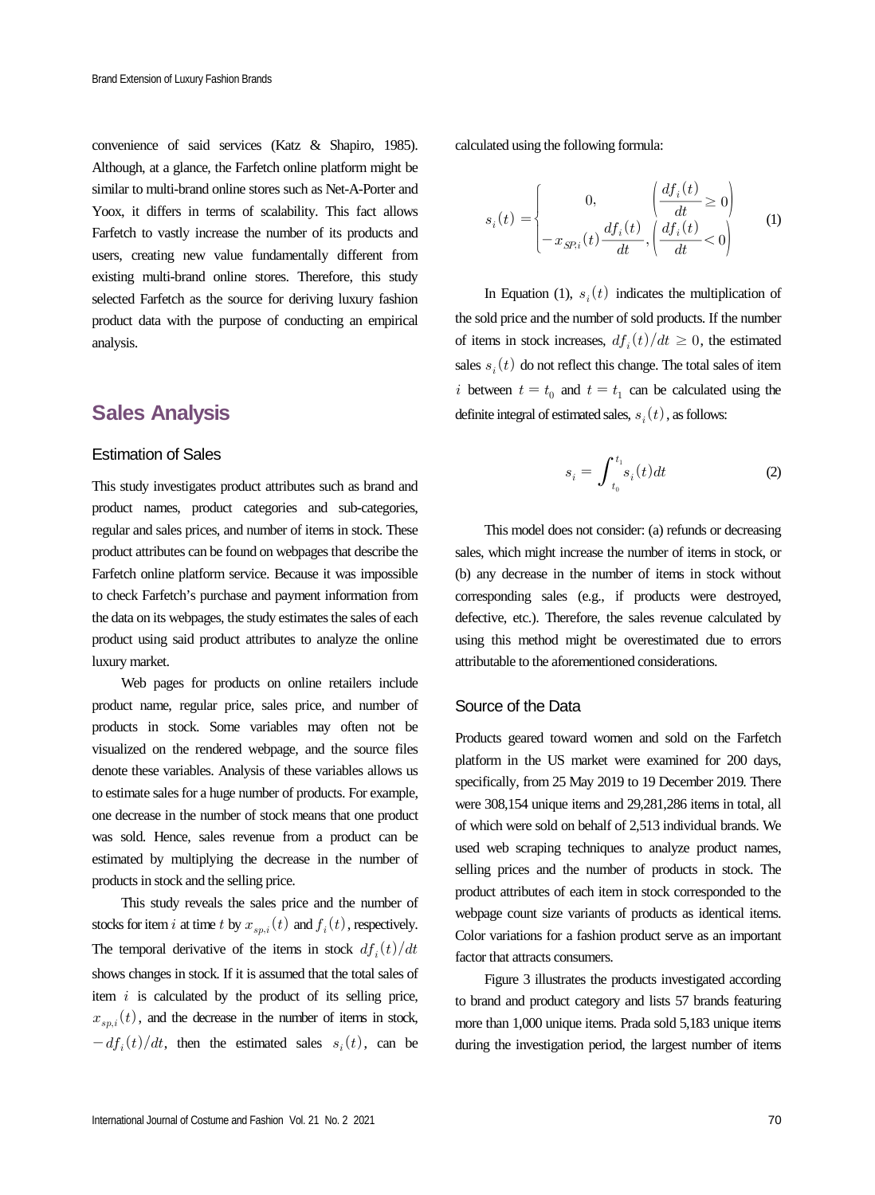convenience of said services (Katz & Shapiro, 1985). Although, at a glance, the Farfetch online platform might be similar to multi-brand online stores such as Net-A-Porter and Yoox, it differs in terms of scalability. This fact allows Farfetch to vastly increase the number of its products and users, creating new value fundamentally different from existing multi-brand online stores. Therefore, this study selected Farfetch as the source for deriving luxury fashion product data with the purpose of conducting an empirical analysis.

## Sales Analysis

### Estimation of Sales

This study investigates product attributes such as brand and product names, product categories and sub-categories, regular and sales prices, and number of items in stock. These product attributes can be found on webpages that describe the Farfetch online platform service. Because it was impossible to check Farfetch's purchase and payment information from the data on its webpages, the study estimates the sales of each product using said product attributes to analyze the online luxury market.

Web pages for products on online retailers include product name, regular price, sales price, and number of products in stock. Some variables may often not be visualized on the rendered webpage, and the source files denote these variables. Analysis of these variables allows us to estimate sales for a huge number of products. For example, one decrease in the number of stock means that one product was sold. Hence, sales revenue from a product can be estimated by multiplying the decrease in the number of products in stock and the selling price.

This study reveals the sales price and the number of stocks for item $i$ at time $t$ by $x_{sp,i}(t)$ and $f_i(t)$, respectively. The temporal derivative of the items in stock $df_i(t)/dt$ shows changes in stock. If it is assumed that the total sales of item $i$ is calculated by the product of its selling price, $x_{sp,i}(t)$, and the decrease in the number of items in stock, $-df_i(t)/dt$, then the estimated sales $s_i(t)$, can be calculated using the following formula:

$$s_i(t) = \begin{cases} 0, & \left(\dfrac{df_i(t)}{dt} \geq 0\right) \\ -x_{SP,i}(t)\dfrac{df_i(t)}{dt}, & \left(\dfrac{df_i(t)}{dt} < 0\right) \end{cases} \tag{1}$$

In Equation (1), $s_i(t)$ indicates the multiplication of the sold price and the number of sold products. If the number of items in stock increases, $df_i(t)/dt \geq 0$, the estimated sales $s_i(t)$ do not reflect this change. The total sales of item $i$ between $t = t_0$ and $t = t_1$ can be calculated using the definite integral of estimated sales, $s_i(t)$, as follows:

$$s_i = \int_{t_0}^{t_1} s_i(t)dt \tag{2}$$

This model does not consider: (a) refunds or decreasing sales, which might increase the number of items in stock, or (b) any decrease in the number of items in stock without corresponding sales (e.g., if products were destroyed, defective, etc.). Therefore, the sales revenue calculated by using this method might be overestimated due to errors attributable to the aforementioned considerations.

### Source of the Data

Products geared toward women and sold on the Farfetch platform in the US market were examined for 200 days, specifically, from 25 May 2019 to 19 December 2019. There were 308,154 unique items and 29,281,286 items in total, all of which were sold on behalf of 2,513 individual brands. We used web scraping techniques to analyze product names, selling prices and the number of products in stock. The product attributes of each item in stock corresponded to the webpage count size variants of products as identical items. Color variations for a fashion product serve as an important factor that attracts consumers.

Figure 3 illustrates the products investigated according to brand and product category and lists 57 brands featuring more than 1,000 unique items. Prada sold 5,183 unique items during the investigation period, the largest number of items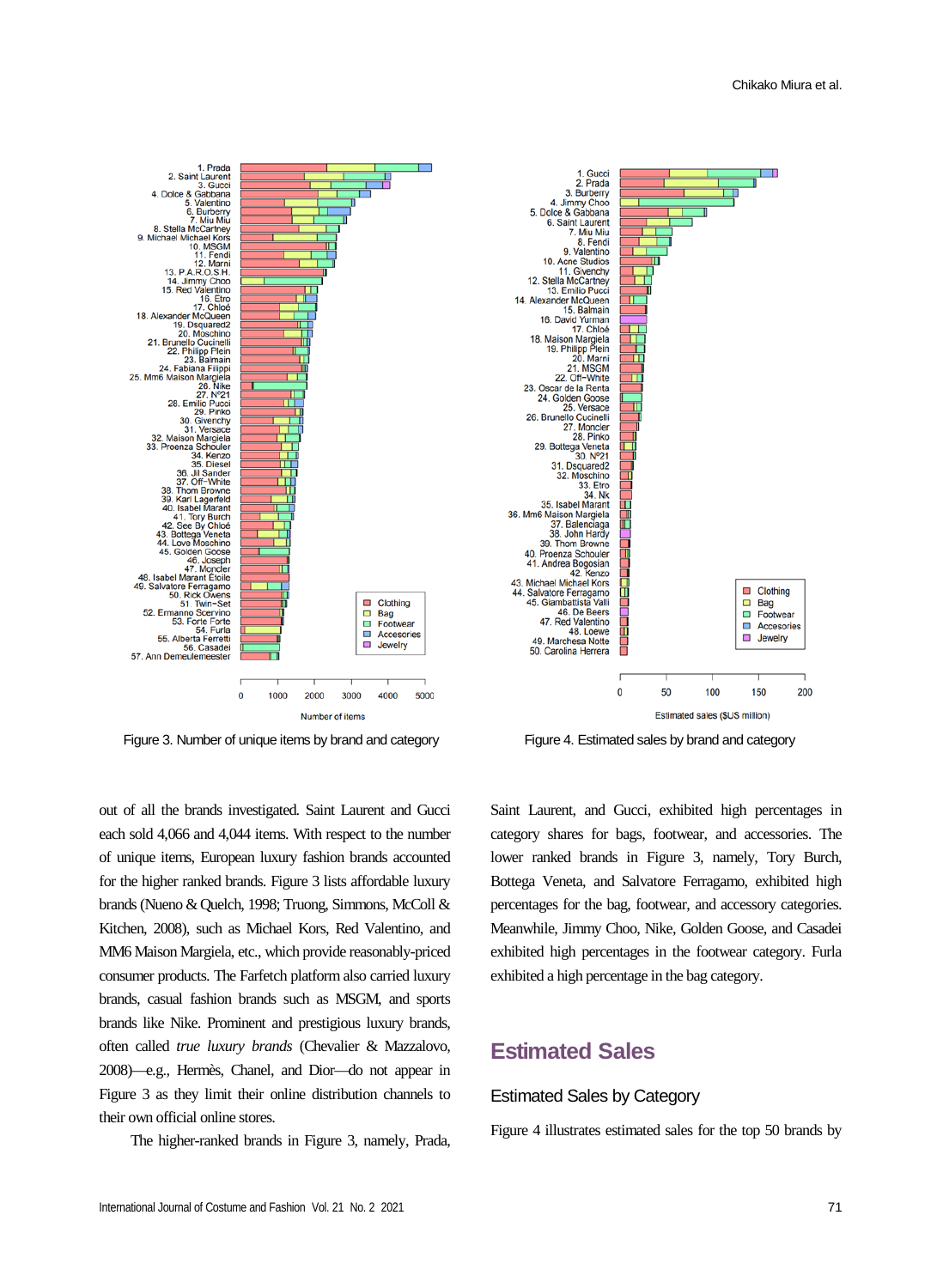Figure 3. Number of unique items by brand and category

Figure 4. Estimated sales by brand and category

out of all the brands investigated. Saint Laurent and Gucci each sold 4,066 and 4,044 items. With respect to the number of unique items, European luxury fashion brands accounted for the higher ranked brands. Figure 3 lists affordable luxury brands (Nueno & Quelch, 1998; Truong, Simmons, McColl & Kitchen, 2008), such as Michael Kors, Red Valentino, and MM6 Maison Margiela, etc., which provide reasonably-priced consumer products. The Farfetch platform also carried luxury brands, casual fashion brands such as MSGM, and sports brands like Nike. Prominent and prestigious luxury brands, often called *true luxury brands* (Chevalier & Mazzalovo, 2008)—e.g., Hermès, Chanel, and Dior—do not appear in Figure 3 as they limit their online distribution channels to their own official online stores.

The higher-ranked brands in Figure 3, namely, Prada, Saint Laurent, and Gucci, exhibited high percentages in category shares for bags, footwear, and accessories. The lower ranked brands in Figure 3, namely, Tory Burch, Bottega Veneta, and Salvatore Ferragamo, exhibited high percentages for the bag, footwear, and accessory categories. Meanwhile, Jimmy Choo, Nike, Golden Goose, and Casadei exhibited high percentages in the footwear category. Furla exhibited a high percentage in the bag category.

## Estimated Sales

### Estimated Sales by Category

Figure 4 illustrates estimated sales for the top 50 brands by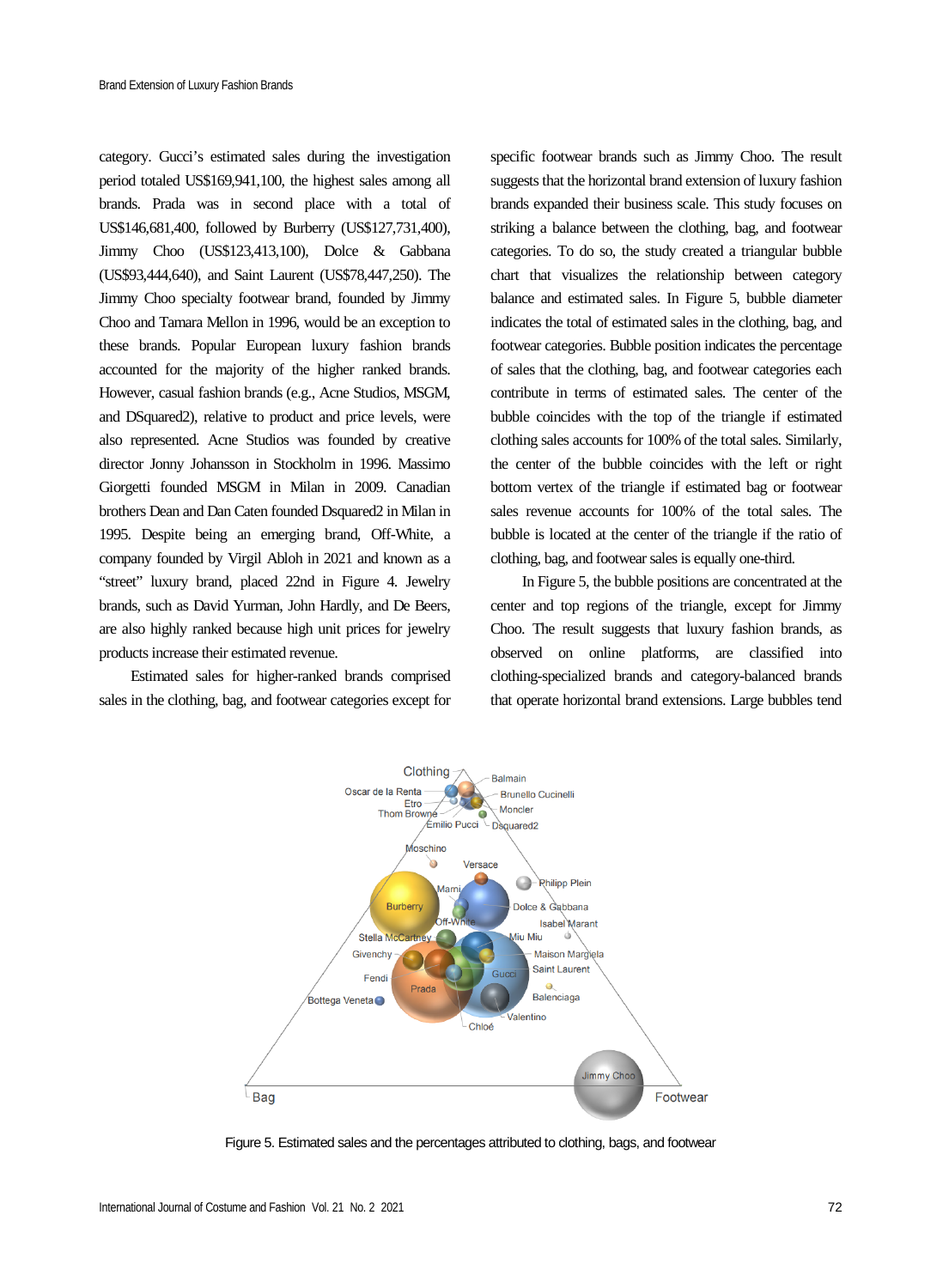category. Gucci's estimated sales during the investigation period totaled US$169,941,100, the highest sales among all brands. Prada was in second place with a total of US$146,681,400, followed by Burberry (US$127,731,400), Jimmy Choo (US$123,413,100), Dolce & Gabbana (US$93,444,640), and Saint Laurent (US$78,447,250). The Jimmy Choo specialty footwear brand, founded by Jimmy Choo and Tamara Mellon in 1996, would be an exception to these brands. Popular European luxury fashion brands accounted for the majority of the higher ranked brands. However, casual fashion brands (e.g., Acne Studios, MSGM, and DSquared2), relative to product and price levels, were also represented. Acne Studios was founded by creative director Jonny Johansson in Stockholm in 1996. Massimo Giorgetti founded MSGM in Milan in 2009. Canadian brothers Dean and Dan Caten founded Dsquared2 in Milan in 1995. Despite being an emerging brand, Off-White, a company founded by Virgil Abloh in 2021 and known as a "street" luxury brand, placed 22nd in Figure 4. Jewelry brands, such as David Yurman, John Hardly, and De Beers, are also highly ranked because high unit prices for jewelry products increase their estimated revenue.

Estimated sales for higher-ranked brands comprised sales in the clothing, bag, and footwear categories except for specific footwear brands such as Jimmy Choo. The result suggests that the horizontal brand extension of luxury fashion brands expanded their business scale. This study focuses on striking a balance between the clothing, bag, and footwear categories. To do so, the study created a triangular bubble chart that visualizes the relationship between category balance and estimated sales. In Figure 5, bubble diameter indicates the total of estimated sales in the clothing, bag, and footwear categories. Bubble position indicates the percentage of sales that the clothing, bag, and footwear categories each contribute in terms of estimated sales. The center of the bubble coincides with the top of the triangle if estimated clothing sales accounts for 100% of the total sales. Similarly, the center of the bubble coincides with the left or right bottom vertex of the triangle if estimated bag or footwear sales revenue accounts for 100% of the total sales. The bubble is located at the center of the triangle if the ratio of clothing, bag, and footwear sales is equally one-third.

In Figure 5, the bubble positions are concentrated at the center and top regions of the triangle, except for Jimmy Choo. The result suggests that luxury fashion brands, as observed on online platforms, are classified into clothing-specialized brands and category-balanced brands that operate horizontal brand extensions. Large bubbles tend

Figure 5. Estimated sales and the percentages attributed to clothing, bags, and footwear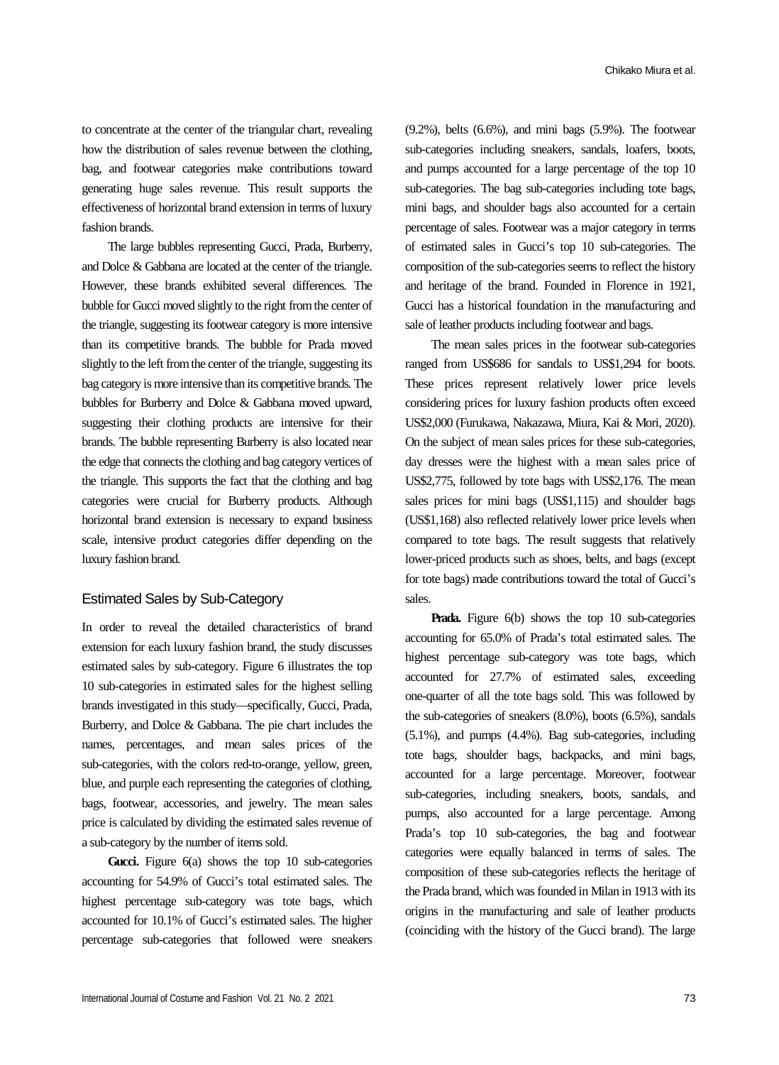to concentrate at the center of the triangular chart, revealing how the distribution of sales revenue between the clothing, bag, and footwear categories make contributions toward generating huge sales revenue. This result supports the effectiveness of horizontal brand extension in terms of luxury fashion brands.

The large bubbles representing Gucci, Prada, Burberry, and Dolce & Gabbana are located at the center of the triangle. However, these brands exhibited several differences. The bubble for Gucci moved slightly to the right from the center of the triangle, suggesting its footwear category is more intensive than its competitive brands. The bubble for Prada moved slightly to the left from the center of the triangle, suggesting its bag category is more intensive than its competitive brands. The bubbles for Burberry and Dolce & Gabbana moved upward, suggesting their clothing products are intensive for their brands. The bubble representing Burberry is also located near the edge that connects the clothing and bag category vertices of the triangle. This supports the fact that the clothing and bag categories were crucial for Burberry products. Although horizontal brand extension is necessary to expand business scale, intensive product categories differ depending on the luxury fashion brand.

### Estimated Sales by Sub-Category

In order to reveal the detailed characteristics of brand extension for each luxury fashion brand, the study discusses estimated sales by sub-category. Figure 6 illustrates the top 10 sub-categories in estimated sales for the highest selling brands investigated in this study—specifically, Gucci, Prada, Burberry, and Dolce & Gabbana. The pie chart includes the names, percentages, and mean sales prices of the sub-categories, with the colors red-to-orange, yellow, green, blue, and purple each representing the categories of clothing, bags, footwear, accessories, and jewelry. The mean sales price is calculated by dividing the estimated sales revenue of a sub-category by the number of items sold.

**Gucci.** Figure 6(a) shows the top 10 sub-categories accounting for 54.9% of Gucci's total estimated sales. The highest percentage sub-category was tote bags, which accounted for 10.1% of Gucci's estimated sales. The higher percentage sub-categories that followed were sneakers (9.2%), belts (6.6%), and mini bags (5.9%). The footwear sub-categories including sneakers, sandals, loafers, boots, and pumps accounted for a large percentage of the top 10 sub-categories. The bag sub-categories including tote bags, mini bags, and shoulder bags also accounted for a certain percentage of sales. Footwear was a major category in terms of estimated sales in Gucci's top 10 sub-categories. The composition of the sub-categories seems to reflect the history and heritage of the brand. Founded in Florence in 1921, Gucci has a historical foundation in the manufacturing and sale of leather products including footwear and bags.

The mean sales prices in the footwear sub-categories ranged from US$686 for sandals to US$1,294 for boots. These prices represent relatively lower price levels considering prices for luxury fashion products often exceed US$2,000 (Furukawa, Nakazawa, Miura, Kai & Mori, 2020). On the subject of mean sales prices for these sub-categories, day dresses were the highest with a mean sales price of US$2,775, followed by tote bags with US$2,176. The mean sales prices for mini bags (US$1,115) and shoulder bags (US$1,168) also reflected relatively lower price levels when compared to tote bags. The result suggests that relatively lower-priced products such as shoes, belts, and bags (except for tote bags) made contributions toward the total of Gucci's sales.

**Prada.** Figure 6(b) shows the top 10 sub-categories accounting for 65.0% of Prada's total estimated sales. The highest percentage sub-category was tote bags, which accounted for 27.7% of estimated sales, exceeding one-quarter of all the tote bags sold. This was followed by the sub-categories of sneakers (8.0%), boots (6.5%), sandals (5.1%), and pumps (4.4%). Bag sub-categories, including tote bags, shoulder bags, backpacks, and mini bags, accounted for a large percentage. Moreover, footwear sub-categories, including sneakers, boots, sandals, and pumps, also accounted for a large percentage. Among Prada's top 10 sub-categories, the bag and footwear categories were equally balanced in terms of sales. The composition of these sub-categories reflects the heritage of the Prada brand, which was founded in Milan in 1913 with its origins in the manufacturing and sale of leather products (coinciding with the history of the Gucci brand). The large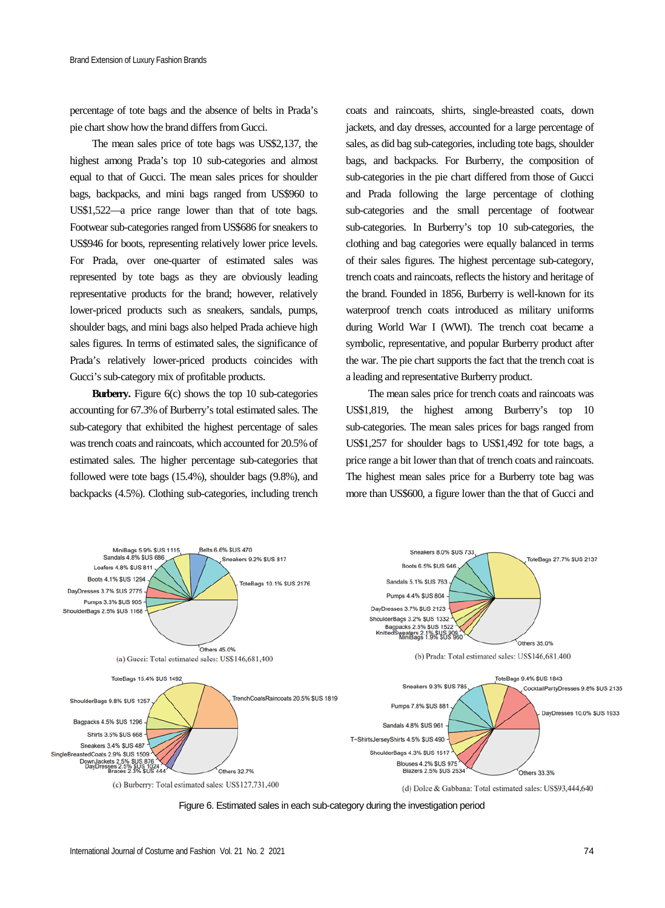percentage of tote bags and the absence of belts in Prada's pie chart show how the brand differs from Gucci.

The mean sales price of tote bags was US$2,137, the highest among Prada's top 10 sub-categories and almost equal to that of Gucci. The mean sales prices for shoulder bags, backpacks, and mini bags ranged from US$960 to US$1,522—a price range lower than that of tote bags. Footwear sub-categories ranged from US$686 for sneakers to US$946 for boots, representing relatively lower price levels. For Prada, over one-quarter of estimated sales was represented by tote bags as they are obviously leading representative products for the brand; however, relatively lower-priced products such as sneakers, sandals, pumps, shoulder bags, and mini bags also helped Prada achieve high sales figures. In terms of estimated sales, the significance of Prada's relatively lower-priced products coincides with Gucci's sub-category mix of profitable products.

**Burberry.** Figure 6(c) shows the top 10 sub-categories accounting for 67.3% of Burberry's total estimated sales. The sub-category that exhibited the highest percentage of sales was trench coats and raincoats, which accounted for 20.5% of estimated sales. The higher percentage sub-categories that followed were tote bags (15.4%), shoulder bags (9.8%), and backpacks (4.5%). Clothing sub-categories, including trench coats and raincoats, shirts, single-breasted coats, down jackets, and day dresses, accounted for a large percentage of sales, as did bag sub-categories, including tote bags, shoulder bags, and backpacks. For Burberry, the composition of sub-categories in the pie chart differed from those of Gucci and Prada following the large percentage of clothing sub-categories and the small percentage of footwear sub-categories. In Burberry's top 10 sub-categories, the clothing and bag categories were equally balanced in terms of their sales figures. The highest percentage sub-category, trench coats and raincoats, reflects the history and heritage of the brand. Founded in 1856, Burberry is well-known for its waterproof trench coats introduced as military uniforms during World War I (WWI). The trench coat became a symbolic, representative, and popular Burberry product after the war. The pie chart supports the fact that the trench coat is a leading and representative Burberry product.

The mean sales price for trench coats and raincoats was US$1,819, the highest among Burberry's top 10 sub-categories. The mean sales prices for bags ranged from US$1,257 for shoulder bags to US$1,492 for tote bags, a price range a bit lower than that of trench coats and raincoats. The highest mean sales price for a Burberry tote bag was more than US$600, a figure lower than the that of Gucci and

(a) Gucci: Total estimated sales: US$146,681,400

(b) Prada: Total estimated sales: US$146,681,400

(c) Burberry: Total estimated sales: US$127,731,400

(d) Dolce & Gabbana: Total estimated sales: US$93,444,640

Figure 6. Estimated sales in each sub-category during the investigation period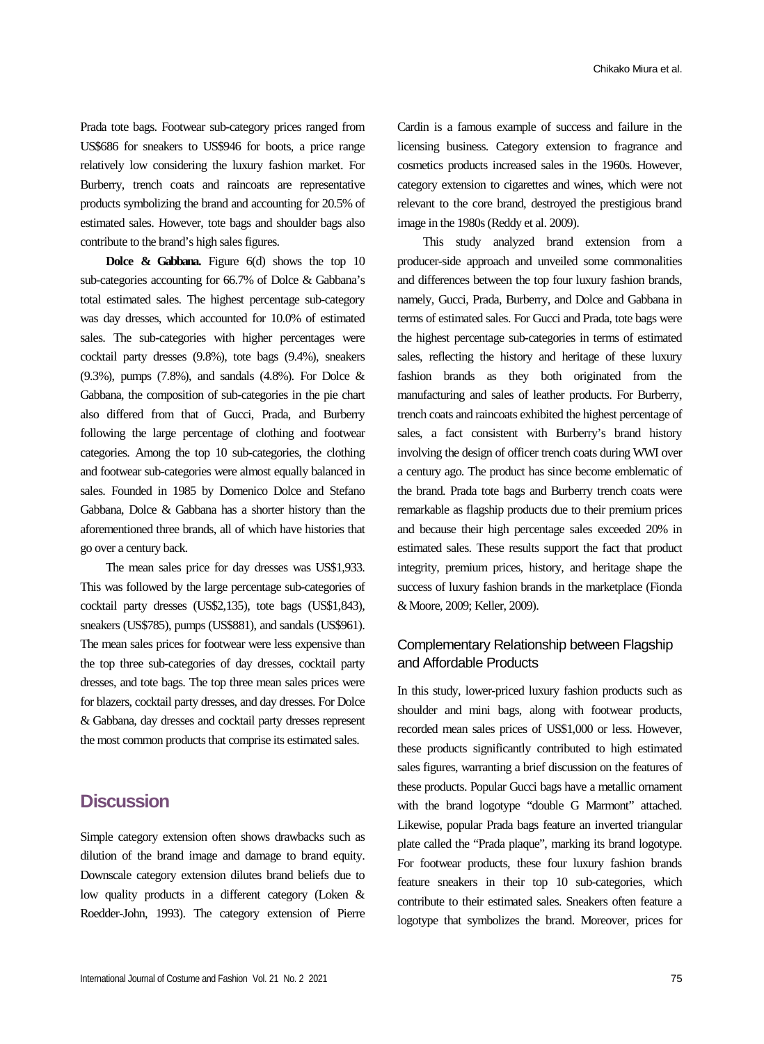Prada tote bags. Footwear sub-category prices ranged from US$686 for sneakers to US$946 for boots, a price range relatively low considering the luxury fashion market. For Burberry, trench coats and raincoats are representative products symbolizing the brand and accounting for 20.5% of estimated sales. However, tote bags and shoulder bags also contribute to the brand's high sales figures.

**Dolce & Gabbana.** Figure 6(d) shows the top 10 sub-categories accounting for 66.7% of Dolce & Gabbana's total estimated sales. The highest percentage sub-category was day dresses, which accounted for 10.0% of estimated sales. The sub-categories with higher percentages were cocktail party dresses (9.8%), tote bags (9.4%), sneakers (9.3%), pumps (7.8%), and sandals (4.8%). For Dolce & Gabbana, the composition of sub-categories in the pie chart also differed from that of Gucci, Prada, and Burberry following the large percentage of clothing and footwear categories. Among the top 10 sub-categories, the clothing and footwear sub-categories were almost equally balanced in sales. Founded in 1985 by Domenico Dolce and Stefano Gabbana, Dolce & Gabbana has a shorter history than the aforementioned three brands, all of which have histories that go over a century back.

The mean sales price for day dresses was US$1,933. This was followed by the large percentage sub-categories of cocktail party dresses (US$2,135), tote bags (US$1,843), sneakers (US$785), pumps (US$881), and sandals (US$961). The mean sales prices for footwear were less expensive than the top three sub-categories of day dresses, cocktail party dresses, and tote bags. The top three mean sales prices were for blazers, cocktail party dresses, and day dresses. For Dolce & Gabbana, day dresses and cocktail party dresses represent the most common products that comprise its estimated sales.

## Discussion

Simple category extension often shows drawbacks such as dilution of the brand image and damage to brand equity. Downscale category extension dilutes brand beliefs due to low quality products in a different category (Loken & Roedder-John, 1993). The category extension of Pierre Cardin is a famous example of success and failure in the licensing business. Category extension to fragrance and cosmetics products increased sales in the 1960s. However, category extension to cigarettes and wines, which were not relevant to the core brand, destroyed the prestigious brand image in the 1980s (Reddy et al. 2009).

This study analyzed brand extension from a producer-side approach and unveiled some commonalities and differences between the top four luxury fashion brands, namely, Gucci, Prada, Burberry, and Dolce and Gabbana in terms of estimated sales. For Gucci and Prada, tote bags were the highest percentage sub-categories in terms of estimated sales, reflecting the history and heritage of these luxury fashion brands as they both originated from the manufacturing and sales of leather products. For Burberry, trench coats and raincoats exhibited the highest percentage of sales, a fact consistent with Burberry's brand history involving the design of officer trench coats during WWI over a century ago. The product has since become emblematic of the brand. Prada tote bags and Burberry trench coats were remarkable as flagship products due to their premium prices and because their high percentage sales exceeded 20% in estimated sales. These results support the fact that product integrity, premium prices, history, and heritage shape the success of luxury fashion brands in the marketplace (Fionda & Moore, 2009; Keller, 2009).

### Complementary Relationship between Flagship and Affordable Products

In this study, lower-priced luxury fashion products such as shoulder and mini bags, along with footwear products, recorded mean sales prices of US$1,000 or less. However, these products significantly contributed to high estimated sales figures, warranting a brief discussion on the features of these products. Popular Gucci bags have a metallic ornament with the brand logotype "double G Marmont" attached. Likewise, popular Prada bags feature an inverted triangular plate called the "Prada plaque", marking its brand logotype. For footwear products, these four luxury fashion brands feature sneakers in their top 10 sub-categories, which contribute to their estimated sales. Sneakers often feature a logotype that symbolizes the brand. Moreover, prices for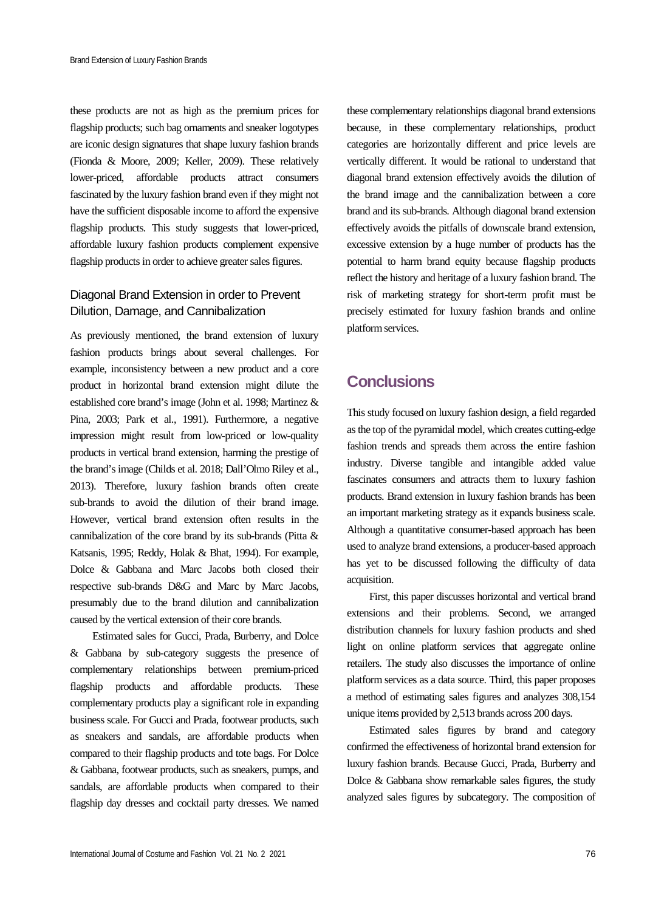these products are not as high as the premium prices for flagship products; such bag ornaments and sneaker logotypes are iconic design signatures that shape luxury fashion brands (Fionda & Moore, 2009; Keller, 2009). These relatively lower-priced, affordable products attract consumers fascinated by the luxury fashion brand even if they might not have the sufficient disposable income to afford the expensive flagship products. This study suggests that lower-priced, affordable luxury fashion products complement expensive flagship products in order to achieve greater sales figures.

### Diagonal Brand Extension in order to Prevent Dilution, Damage, and Cannibalization

As previously mentioned, the brand extension of luxury fashion products brings about several challenges. For example, inconsistency between a new product and a core product in horizontal brand extension might dilute the established core brand's image (John et al. 1998; Martinez & Pina, 2003; Park et al., 1991). Furthermore, a negative impression might result from low-priced or low-quality products in vertical brand extension, harming the prestige of the brand's image (Childs et al. 2018; Dall'Olmo Riley et al., 2013). Therefore, luxury fashion brands often create sub-brands to avoid the dilution of their brand image. However, vertical brand extension often results in the cannibalization of the core brand by its sub-brands (Pitta & Katsanis, 1995; Reddy, Holak & Bhat, 1994). For example, Dolce & Gabbana and Marc Jacobs both closed their respective sub-brands D&G and Marc by Marc Jacobs, presumably due to the brand dilution and cannibalization caused by the vertical extension of their core brands.

Estimated sales for Gucci, Prada, Burberry, and Dolce & Gabbana by sub-category suggests the presence of complementary relationships between premium-priced flagship products and affordable products. These complementary products play a significant role in expanding business scale. For Gucci and Prada, footwear products, such as sneakers and sandals, are affordable products when compared to their flagship products and tote bags. For Dolce & Gabbana, footwear products, such as sneakers, pumps, and sandals, are affordable products when compared to their flagship day dresses and cocktail party dresses. We named these complementary relationships diagonal brand extensions because, in these complementary relationships, product categories are horizontally different and price levels are vertically different. It would be rational to understand that diagonal brand extension effectively avoids the dilution of the brand image and the cannibalization between a core brand and its sub-brands. Although diagonal brand extension effectively avoids the pitfalls of downscale brand extension, excessive extension by a huge number of products has the potential to harm brand equity because flagship products reflect the history and heritage of a luxury fashion brand. The risk of marketing strategy for short-term profit must be precisely estimated for luxury fashion brands and online platform services.

## Conclusions

This study focused on luxury fashion design, a field regarded as the top of the pyramidal model, which creates cutting-edge fashion trends and spreads them across the entire fashion industry. Diverse tangible and intangible added value fascinates consumers and attracts them to luxury fashion products. Brand extension in luxury fashion brands has been an important marketing strategy as it expands business scale. Although a quantitative consumer-based approach has been used to analyze brand extensions, a producer-based approach has yet to be discussed following the difficulty of data acquisition.

First, this paper discusses horizontal and vertical brand extensions and their problems. Second, we arranged distribution channels for luxury fashion products and shed light on online platform services that aggregate online retailers. The study also discusses the importance of online platform services as a data source. Third, this paper proposes a method of estimating sales figures and analyzes 308,154 unique items provided by 2,513 brands across 200 days.

Estimated sales figures by brand and category confirmed the effectiveness of horizontal brand extension for luxury fashion brands. Because Gucci, Prada, Burberry and Dolce & Gabbana show remarkable sales figures, the study analyzed sales figures by subcategory. The composition of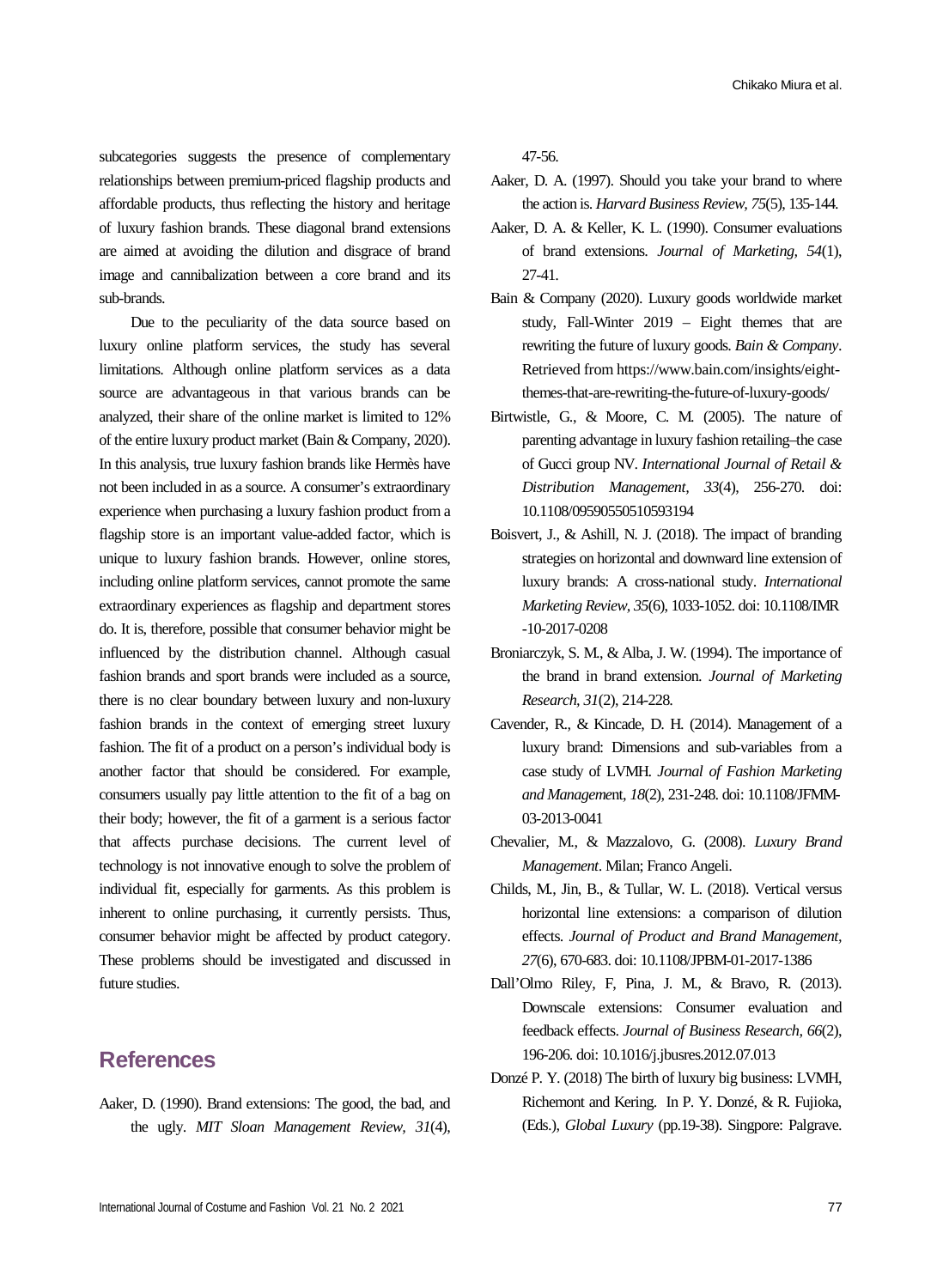subcategories suggests the presence of complementary relationships between premium-priced flagship products and affordable products, thus reflecting the history and heritage of luxury fashion brands. These diagonal brand extensions are aimed at avoiding the dilution and disgrace of brand image and cannibalization between a core brand and its sub-brands.

Due to the peculiarity of the data source based on luxury online platform services, the study has several limitations. Although online platform services as a data source are advantageous in that various brands can be analyzed, their share of the online market is limited to 12% of the entire luxury product market (Bain & Company, 2020). In this analysis, true luxury fashion brands like Hermès have not been included in as a source. A consumer's extraordinary experience when purchasing a luxury fashion product from a flagship store is an important value-added factor, which is unique to luxury fashion brands. However, online stores, including online platform services, cannot promote the same extraordinary experiences as flagship and department stores do. It is, therefore, possible that consumer behavior might be influenced by the distribution channel. Although casual fashion brands and sport brands were included as a source, there is no clear boundary between luxury and non-luxury fashion brands in the context of emerging street luxury fashion. The fit of a product on a person's individual body is another factor that should be considered. For example, consumers usually pay little attention to the fit of a bag on their body; however, the fit of a garment is a serious factor that affects purchase decisions. The current level of technology is not innovative enough to solve the problem of individual fit, especially for garments. As this problem is inherent to online purchasing, it currently persists. Thus, consumer behavior might be affected by product category. These problems should be investigated and discussed in future studies.

## References

Aaker, D. (1990). Brand extensions: The good, the bad, and the ugly. *MIT Sloan Management Review, 31*(4), 47-56.

Aaker, D. A. (1997). Should you take your brand to where the action is. *Harvard Business Review, 75*(5), 135-144.

Aaker, D. A. & Keller, K. L. (1990). Consumer evaluations of brand extensions. *Journal of Marketing, 54*(1), 27-41.

Bain & Company (2020). Luxury goods worldwide market study, Fall-Winter 2019 – Eight themes that are rewriting the future of luxury goods. *Bain & Company*. Retrieved from https://www.bain.com/insights/eight-themes-that-are-rewriting-the-future-of-luxury-goods/

Birtwistle, G., & Moore, C. M. (2005). The nature of parenting advantage in luxury fashion retailing–the case of Gucci group NV. *International Journal of Retail & Distribution Management, 33*(4), 256-270. doi: 10.1108/09590550510593194

Boisvert, J., & Ashill, N. J. (2018). The impact of branding strategies on horizontal and downward line extension of luxury brands: A cross-national study. *International Marketing Review, 35*(6), 1033-1052. doi: 10.1108/IMR-10-2017-0208

Broniarczyk, S. M., & Alba, J. W. (1994). The importance of the brand in brand extension. *Journal of Marketing Research, 31*(2), 214-228.

Cavender, R., & Kincade, D. H. (2014). Management of a luxury brand: Dimensions and sub-variables from a case study of LVMH. *Journal of Fashion Marketing and Management, 18*(2), 231-248. doi: 10.1108/JFMM-03-2013-0041

Chevalier, M., & Mazzalovo, G. (2008). *Luxury Brand Management*. Milan; Franco Angeli.

Childs, M., Jin, B., & Tullar, W. L. (2018). Vertical versus horizontal line extensions: a comparison of dilution effects. *Journal of Product and Brand Management, 27*(6), 670-683. doi: 10.1108/JPBM-01-2017-1386

Dall'Olmo Riley, F, Pina, J. M., & Bravo, R. (2013). Downscale extensions: Consumer evaluation and feedback effects. *Journal of Business Research, 66*(2), 196-206. doi: 10.1016/j.jbusres.2012.07.013

Donzé P. Y. (2018) The birth of luxury big business: LVMH, Richemont and Kering. In P. Y. Donzé, & R. Fujioka, (Eds.), *Global Luxury* (pp.19-38). Singpore: Palgrave.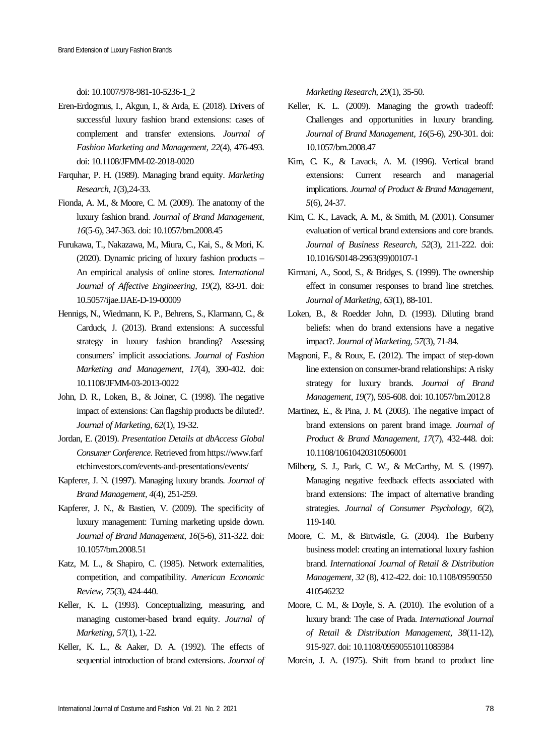doi: 10.1007/978-981-10-5236-1_2

Eren-Erdogmus, I., Akgun, I., & Arda, E. (2018). Drivers of successful luxury fashion brand extensions: cases of complement and transfer extensions. *Journal of Fashion Marketing and Management, 22*(4), 476-493. doi: 10.1108/JFMM-02-2018-0020

Farquhar, P. H. (1989). Managing brand equity. *Marketing Research, 1*(3),24-33.

Fionda, A. M., & Moore, C. M. (2009). The anatomy of the luxury fashion brand. *Journal of Brand Management, 16*(5-6), 347-363. doi: 10.1057/bm.2008.45

Furukawa, T., Nakazawa, M., Miura, C., Kai, S., & Mori, K. (2020). Dynamic pricing of luxury fashion products – An empirical analysis of online stores. *International Journal of Affective Engineering, 19*(2), 83-91. doi: 10.5057/ijae.IJAE-D-19-00009

Hennigs, N., Wiedmann, K. P., Behrens, S., Klarmann, C., & Carduck, J. (2013). Brand extensions: A successful strategy in luxury fashion branding? Assessing consumers' implicit associations. *Journal of Fashion Marketing and Management, 17*(4), 390-402. doi: 10.1108/JFMM-03-2013-0022

John, D. R., Loken, B., & Joiner, C. (1998). The negative impact of extensions: Can flagship products be diluted?. *Journal of Marketing, 62*(1), 19-32.

Jordan, E. (2019). *Presentation Details at dbAccess Global Consumer Conference*. Retrieved from https://www.farfetchinvestors.com/events-and-presentations/events/

Kapferer, J. N. (1997). Managing luxury brands. *Journal of Brand Management, 4*(4), 251-259.

Kapferer, J. N., & Bastien, V. (2009). The specificity of luxury management: Turning marketing upside down. *Journal of Brand Management, 16*(5-6), 311-322. doi: 10.1057/bm.2008.51

Katz, M. L., & Shapiro, C. (1985). Network externalities, competition, and compatibility. *American Economic Review, 75*(3), 424-440.

Keller, K. L. (1993). Conceptualizing, measuring, and managing customer-based brand equity. *Journal of Marketing, 57*(1), 1-22.

Keller, K. L., & Aaker, D. A. (1992). The effects of sequential introduction of brand extensions. *Journal of Marketing Research, 29*(1), 35-50.

Keller, K. L. (2009). Managing the growth tradeoff: Challenges and opportunities in luxury branding. *Journal of Brand Management, 16*(5-6), 290-301. doi: 10.1057/bm.2008.47

Kim, C. K., & Lavack, A. M. (1996). Vertical brand extensions: Current research and managerial implications. *Journal of Product & Brand Management, 5*(6), 24-37.

Kim, C. K., Lavack, A. M., & Smith, M. (2001). Consumer evaluation of vertical brand extensions and core brands. *Journal of Business Research, 52*(3), 211-222. doi: 10.1016/S0148-2963(99)00107-1

Kirmani, A., Sood, S., & Bridges, S. (1999). The ownership effect in consumer responses to brand line stretches. *Journal of Marketing, 63*(1), 88-101.

Loken, B., & Roedder John, D. (1993). Diluting brand beliefs: when do brand extensions have a negative impact?. *Journal of Marketing, 57*(3), 71-84.

Magnoni, F., & Roux, E. (2012). The impact of step-down line extension on consumer-brand relationships: A risky strategy for luxury brands. *Journal of Brand Management, 19*(7), 595-608. doi: 10.1057/bm.2012.8

Martinez, E., & Pina, J. M. (2003). The negative impact of brand extensions on parent brand image. *Journal of Product & Brand Management, 17*(7), 432-448. doi: 10.1108/10610420310506001

Milberg, S. J., Park, C. W., & McCarthy, M. S. (1997). Managing negative feedback effects associated with brand extensions: The impact of alternative branding strategies. *Journal of Consumer Psychology, 6*(2), 119-140.

Moore, C. M., & Birtwistle, G. (2004). The Burberry business model: creating an international luxury fashion brand. *International Journal of Retail & Distribution Management, 32* (8), 412-422. doi: 10.1108/09590550410546232

Moore, C. M., & Doyle, S. A. (2010). The evolution of a luxury brand: The case of Prada. *International Journal of Retail & Distribution Management, 38*(11-12), 915-927. doi: 10.1108/09590551011085984

Morein, J. A. (1975). Shift from brand to product line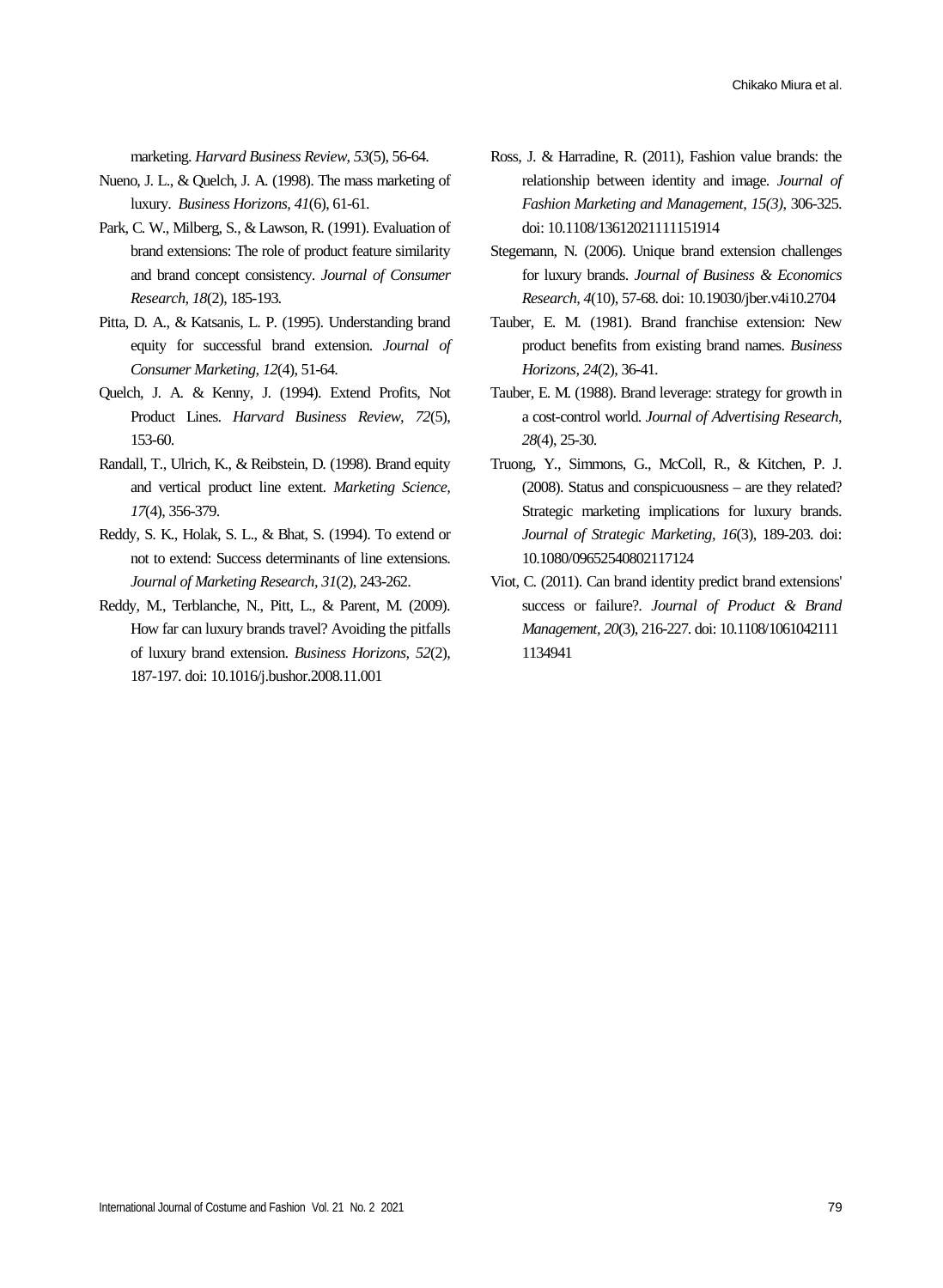marketing. *Harvard Business Review, 53*(5), 56-64.

Nueno, J. L., & Quelch, J. A. (1998). The mass marketing of luxury. *Business Horizons, 41*(6), 61-61.

Park, C. W., Milberg, S., & Lawson, R. (1991). Evaluation of brand extensions: The role of product feature similarity and brand concept consistency. *Journal of Consumer Research, 18*(2), 185-193.

Pitta, D. A., & Katsanis, L. P. (1995). Understanding brand equity for successful brand extension. *Journal of Consumer Marketing, 12*(4), 51-64.

Quelch, J. A. & Kenny, J. (1994). Extend Profits, Not Product Lines. *Harvard Business Review, 72*(5), 153-60.

Randall, T., Ulrich, K., & Reibstein, D. (1998). Brand equity and vertical product line extent. *Marketing Science, 17*(4), 356-379.

Reddy, S. K., Holak, S. L., & Bhat, S. (1994). To extend or not to extend: Success determinants of line extensions. *Journal of Marketing Research, 31*(2), 243-262.

Reddy, M., Terblanche, N., Pitt, L., & Parent, M. (2009). How far can luxury brands travel? Avoiding the pitfalls of luxury brand extension. *Business Horizons, 52*(2), 187-197. doi: 10.1016/j.bushor.2008.11.001

Ross, J. & Harradine, R. (2011), Fashion value brands: the relationship between identity and image. *Journal of Fashion Marketing and Management, 15(3)*, 306-325. doi: 10.1108/13612021111151914

Stegemann, N. (2006). Unique brand extension challenges for luxury brands. *Journal of Business & Economics Research, 4*(10), 57-68. doi: 10.19030/jber.v4i10.2704

Tauber, E. M. (1981). Brand franchise extension: New product benefits from existing brand names. *Business Horizons, 24*(2), 36-41.

Tauber, E. M. (1988). Brand leverage: strategy for growth in a cost-control world. *Journal of Advertising Research, 28*(4), 25-30.

Truong, Y., Simmons, G., McColl, R., & Kitchen, P. J. (2008). Status and conspicuousness – are they related? Strategic marketing implications for luxury brands. *Journal of Strategic Marketing, 16*(3), 189-203. doi: 10.1080/09652540802117124

Viot, C. (2011). Can brand identity predict brand extensions' success or failure?. *Journal of Product & Brand Management, 20*(3), 216-227. doi: 10.1108/10610421111134941